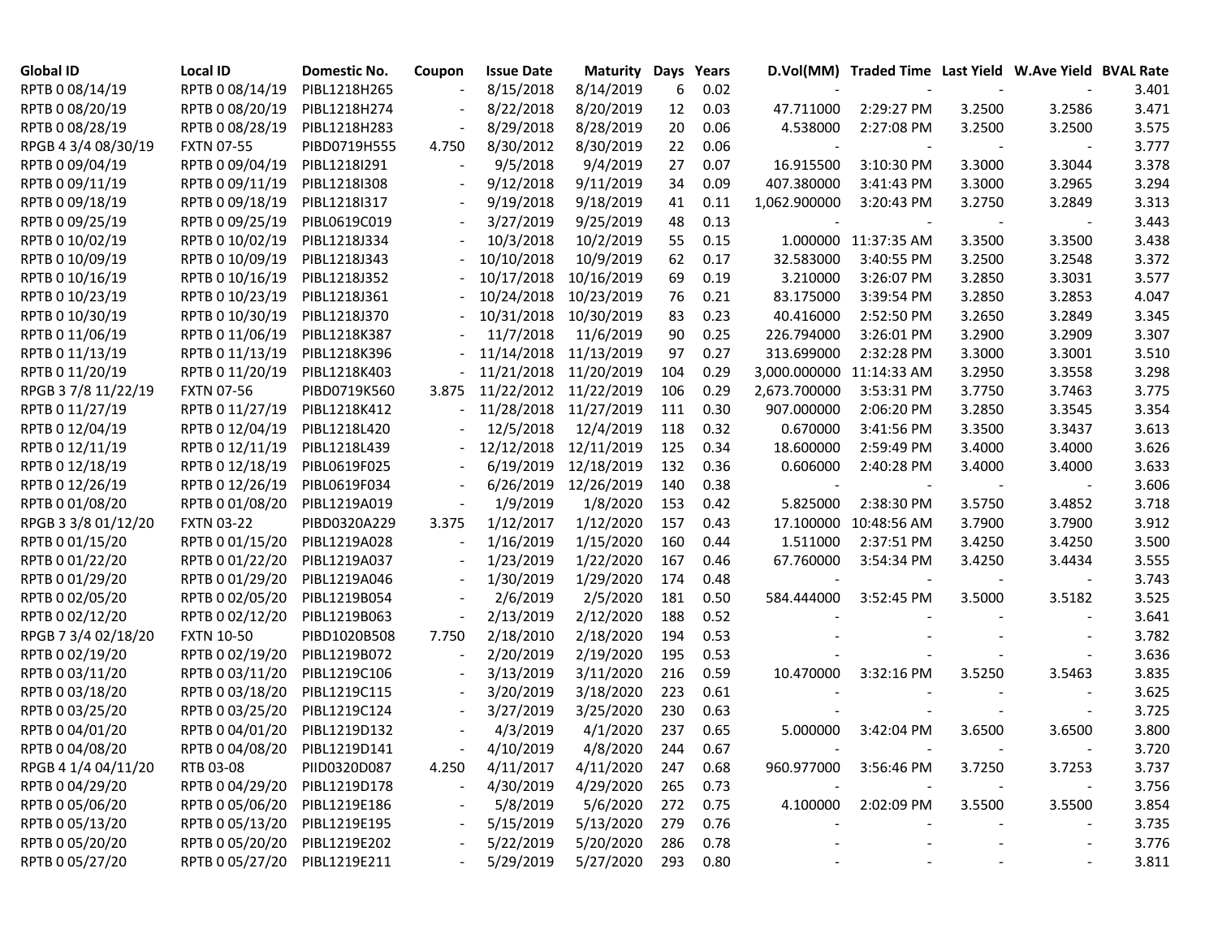| Global ID | Local ID | Domestic No. | Coupon | Issue Date | Maturity | Days | Years | D.Vol(MM) | Traded Time | Last Yield | W.Ave Yield | BVAL Rate |
|---|---|---|---|---|---|---|---|---|---|---|---|---|
| RPTB 0 08/14/19 | RPTB 0 08/14/19 | PIBL1218H265 | - | 8/15/2018 | 8/14/2019 | 6 | 0.02 | - | - | - | - | 3.401 |
| RPTB 0 08/20/19 | RPTB 0 08/20/19 | PIBL1218H274 | - | 8/22/2018 | 8/20/2019 | 12 | 0.03 | 47.711000 | 2:29:27 PM | 3.2500 | 3.2586 | 3.471 |
| RPTB 0 08/28/19 | RPTB 0 08/28/19 | PIBL1218H283 | - | 8/29/2018 | 8/28/2019 | 20 | 0.06 | 4.538000 | 2:27:08 PM | 3.2500 | 3.2500 | 3.575 |
| RPGB 4 3/4 08/30/19 | FXTN 07-55 | PIBD0719H555 | 4.750 | 8/30/2012 | 8/30/2019 | 22 | 0.06 | - | - | - | - | 3.777 |
| RPTB 0 09/04/19 | RPTB 0 09/04/19 | PIBL1218I291 | - | 9/5/2018 | 9/4/2019 | 27 | 0.07 | 16.915500 | 3:10:30 PM | 3.3000 | 3.3044 | 3.378 |
| RPTB 0 09/11/19 | RPTB 0 09/11/19 | PIBL1218I308 | - | 9/12/2018 | 9/11/2019 | 34 | 0.09 | 407.380000 | 3:41:43 PM | 3.3000 | 3.2965 | 3.294 |
| RPTB 0 09/18/19 | RPTB 0 09/18/19 | PIBL1218I317 | - | 9/19/2018 | 9/18/2019 | 41 | 0.11 | 1,062.900000 | 3:20:43 PM | 3.2750 | 3.2849 | 3.313 |
| RPTB 0 09/25/19 | RPTB 0 09/25/19 | PIBL0619C019 | - | 3/27/2019 | 9/25/2019 | 48 | 0.13 | - | - | - | - | 3.443 |
| RPTB 0 10/02/19 | RPTB 0 10/02/19 | PIBL1218J334 | - | 10/3/2018 | 10/2/2019 | 55 | 0.15 | 1.000000 | 11:37:35 AM | 3.3500 | 3.3500 | 3.438 |
| RPTB 0 10/09/19 | RPTB 0 10/09/19 | PIBL1218J343 | - | 10/10/2018 | 10/9/2019 | 62 | 0.17 | 32.583000 | 3:40:55 PM | 3.2500 | 3.2548 | 3.372 |
| RPTB 0 10/16/19 | RPTB 0 10/16/19 | PIBL1218J352 | - | 10/17/2018 | 10/16/2019 | 69 | 0.19 | 3.210000 | 3:26:07 PM | 3.2850 | 3.3031 | 3.577 |
| RPTB 0 10/23/19 | RPTB 0 10/23/19 | PIBL1218J361 | - | 10/24/2018 | 10/23/2019 | 76 | 0.21 | 83.175000 | 3:39:54 PM | 3.2850 | 3.2853 | 4.047 |
| RPTB 0 10/30/19 | RPTB 0 10/30/19 | PIBL1218J370 | - | 10/31/2018 | 10/30/2019 | 83 | 0.23 | 40.416000 | 2:52:50 PM | 3.2650 | 3.2849 | 3.345 |
| RPTB 0 11/06/19 | RPTB 0 11/06/19 | PIBL1218K387 | - | 11/7/2018 | 11/6/2019 | 90 | 0.25 | 226.794000 | 3:26:01 PM | 3.2900 | 3.2909 | 3.307 |
| RPTB 0 11/13/19 | RPTB 0 11/13/19 | PIBL1218K396 | - | 11/14/2018 | 11/13/2019 | 97 | 0.27 | 313.699000 | 2:32:28 PM | 3.3000 | 3.3001 | 3.510 |
| RPTB 0 11/20/19 | RPTB 0 11/20/19 | PIBL1218K403 | - | 11/21/2018 | 11/20/2019 | 104 | 0.29 | 3,000.000000 | 11:14:33 AM | 3.2950 | 3.3558 | 3.298 |
| RPGB 3 7/8 11/22/19 | FXTN 07-56 | PIBD0719K560 | 3.875 | 11/22/2012 | 11/22/2019 | 106 | 0.29 | 2,673.700000 | 3:53:31 PM | 3.7750 | 3.7463 | 3.775 |
| RPTB 0 11/27/19 | RPTB 0 11/27/19 | PIBL1218K412 | - | 11/28/2018 | 11/27/2019 | 111 | 0.30 | 907.000000 | 2:06:20 PM | 3.2850 | 3.3545 | 3.354 |
| RPTB 0 12/04/19 | RPTB 0 12/04/19 | PIBL1218L420 | - | 12/5/2018 | 12/4/2019 | 118 | 0.32 | 0.670000 | 3:41:56 PM | 3.3500 | 3.3437 | 3.613 |
| RPTB 0 12/11/19 | RPTB 0 12/11/19 | PIBL1218L439 | - | 12/12/2018 | 12/11/2019 | 125 | 0.34 | 18.600000 | 2:59:49 PM | 3.4000 | 3.4000 | 3.626 |
| RPTB 0 12/18/19 | RPTB 0 12/18/19 | PIBL0619F025 | - | 6/19/2019 | 12/18/2019 | 132 | 0.36 | 0.606000 | 2:40:28 PM | 3.4000 | 3.4000 | 3.633 |
| RPTB 0 12/26/19 | RPTB 0 12/26/19 | PIBL0619F034 | - | 6/26/2019 | 12/26/2019 | 140 | 0.38 | - | - | - | - | 3.606 |
| RPTB 0 01/08/20 | RPTB 0 01/08/20 | PIBL1219A019 | - | 1/9/2019 | 1/8/2020 | 153 | 0.42 | 5.825000 | 2:38:30 PM | 3.5750 | 3.4852 | 3.718 |
| RPGB 3 3/8 01/12/20 | FXTN 03-22 | PIBD0320A229 | 3.375 | 1/12/2017 | 1/12/2020 | 157 | 0.43 | 17.100000 | 10:48:56 AM | 3.7900 | 3.7900 | 3.912 |
| RPTB 0 01/15/20 | RPTB 0 01/15/20 | PIBL1219A028 | - | 1/16/2019 | 1/15/2020 | 160 | 0.44 | 1.511000 | 2:37:51 PM | 3.4250 | 3.4250 | 3.500 |
| RPTB 0 01/22/20 | RPTB 0 01/22/20 | PIBL1219A037 | - | 1/23/2019 | 1/22/2020 | 167 | 0.46 | 67.760000 | 3:54:34 PM | 3.4250 | 3.4434 | 3.555 |
| RPTB 0 01/29/20 | RPTB 0 01/29/20 | PIBL1219A046 | - | 1/30/2019 | 1/29/2020 | 174 | 0.48 | - | - | - | - | 3.743 |
| RPTB 0 02/05/20 | RPTB 0 02/05/20 | PIBL1219B054 | - | 2/6/2019 | 2/5/2020 | 181 | 0.50 | 584.444000 | 3:52:45 PM | 3.5000 | 3.5182 | 3.525 |
| RPTB 0 02/12/20 | RPTB 0 02/12/20 | PIBL1219B063 | - | 2/13/2019 | 2/12/2020 | 188 | 0.52 | - | - | - | - | 3.641 |
| RPGB 7 3/4 02/18/20 | FXTN 10-50 | PIBD1020B508 | 7.750 | 2/18/2010 | 2/18/2020 | 194 | 0.53 | - | - | - | - | 3.782 |
| RPTB 0 02/19/20 | RPTB 0 02/19/20 | PIBL1219B072 | - | 2/20/2019 | 2/19/2020 | 195 | 0.53 | - | - | - | - | 3.636 |
| RPTB 0 03/11/20 | RPTB 0 03/11/20 | PIBL1219C106 | - | 3/13/2019 | 3/11/2020 | 216 | 0.59 | 10.470000 | 3:32:16 PM | 3.5250 | 3.5463 | 3.835 |
| RPTB 0 03/18/20 | RPTB 0 03/18/20 | PIBL1219C115 | - | 3/20/2019 | 3/18/2020 | 223 | 0.61 | - | - | - | - | 3.625 |
| RPTB 0 03/25/20 | RPTB 0 03/25/20 | PIBL1219C124 | - | 3/27/2019 | 3/25/2020 | 230 | 0.63 | - | - | - | - | 3.725 |
| RPTB 0 04/01/20 | RPTB 0 04/01/20 | PIBL1219D132 | - | 4/3/2019 | 4/1/2020 | 237 | 0.65 | 5.000000 | 3:42:04 PM | 3.6500 | 3.6500 | 3.800 |
| RPTB 0 04/08/20 | RPTB 0 04/08/20 | PIBL1219D141 | - | 4/10/2019 | 4/8/2020 | 244 | 0.67 | - | - | - | - | 3.720 |
| RPGB 4 1/4 04/11/20 | RTB 03-08 | PIID0320D087 | 4.250 | 4/11/2017 | 4/11/2020 | 247 | 0.68 | 960.977000 | 3:56:46 PM | 3.7250 | 3.7253 | 3.737 |
| RPTB 0 04/29/20 | RPTB 0 04/29/20 | PIBL1219D178 | - | 4/30/2019 | 4/29/2020 | 265 | 0.73 | - | - | - | - | 3.756 |
| RPTB 0 05/06/20 | RPTB 0 05/06/20 | PIBL1219E186 | - | 5/8/2019 | 5/6/2020 | 272 | 0.75 | 4.100000 | 2:02:09 PM | 3.5500 | 3.5500 | 3.854 |
| RPTB 0 05/13/20 | RPTB 0 05/13/20 | PIBL1219E195 | - | 5/15/2019 | 5/13/2020 | 279 | 0.76 | - | - | - | - | 3.735 |
| RPTB 0 05/20/20 | RPTB 0 05/20/20 | PIBL1219E202 | - | 5/22/2019 | 5/20/2020 | 286 | 0.78 | - | - | - | - | 3.776 |
| RPTB 0 05/27/20 | RPTB 0 05/27/20 | PIBL1219E211 | - | 5/29/2019 | 5/27/2020 | 293 | 0.80 | - | - | - | - | 3.811 |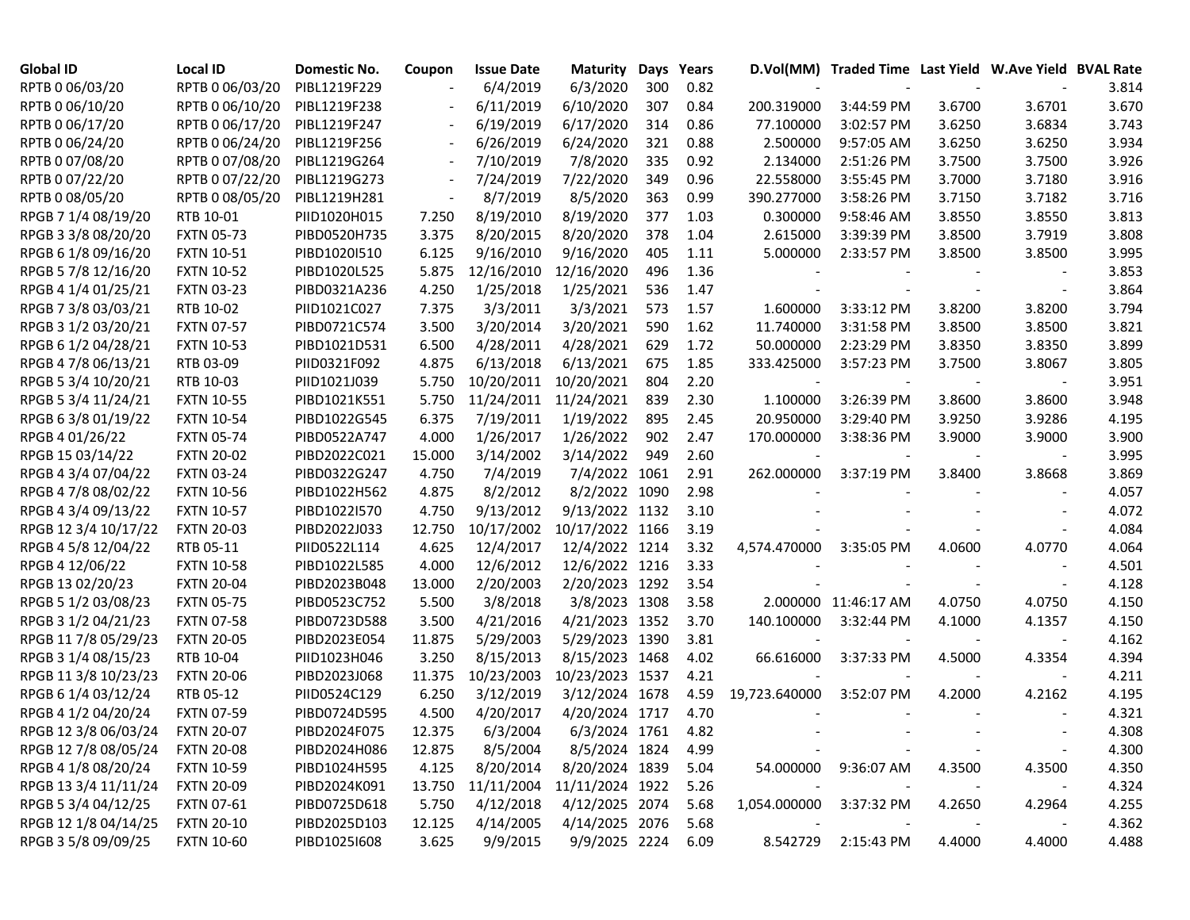| Global ID | Local ID | Domestic No. | Coupon | Issue Date | Maturity | Days | Years | D.Vol(MM) | Traded Time | Last Yield | W.Ave Yield | BVAL Rate |
|---|---|---|---|---|---|---|---|---|---|---|---|---|
| RPTB 0 06/03/20 | RPTB 0 06/03/20 | PIBL1219F229 | - | 6/4/2019 | 6/3/2020 | 300 | 0.82 | - | - | - | - | 3.814 |
| RPTB 0 06/10/20 | RPTB 0 06/10/20 | PIBL1219F238 | - | 6/11/2019 | 6/10/2020 | 307 | 0.84 | 200.319000 | 3:44:59 PM | 3.6700 | 3.6701 | 3.670 |
| RPTB 0 06/17/20 | RPTB 0 06/17/20 | PIBL1219F247 | - | 6/19/2019 | 6/17/2020 | 314 | 0.86 | 77.100000 | 3:02:57 PM | 3.6250 | 3.6834 | 3.743 |
| RPTB 0 06/24/20 | RPTB 0 06/24/20 | PIBL1219F256 | - | 6/26/2019 | 6/24/2020 | 321 | 0.88 | 2.500000 | 9:57:05 AM | 3.6250 | 3.6250 | 3.934 |
| RPTB 0 07/08/20 | RPTB 0 07/08/20 | PIBL1219G264 | - | 7/10/2019 | 7/8/2020 | 335 | 0.92 | 2.134000 | 2:51:26 PM | 3.7500 | 3.7500 | 3.926 |
| RPTB 0 07/22/20 | RPTB 0 07/22/20 | PIBL1219G273 | - | 7/24/2019 | 7/22/2020 | 349 | 0.96 | 22.558000 | 3:55:45 PM | 3.7000 | 3.7180 | 3.916 |
| RPTB 0 08/05/20 | RPTB 0 08/05/20 | PIBL1219H281 | - | 8/7/2019 | 8/5/2020 | 363 | 0.99 | 390.277000 | 3:58:26 PM | 3.7150 | 3.7182 | 3.716 |
| RPGB 7 1/4 08/19/20 | RTB 10-01 | PIID1020H015 | 7.250 | 8/19/2010 | 8/19/2020 | 377 | 1.03 | 0.300000 | 9:58:46 AM | 3.8550 | 3.8550 | 3.813 |
| RPGB 3 3/8 08/20/20 | FXTN 05-73 | PIBD0520H735 | 3.375 | 8/20/2015 | 8/20/2020 | 378 | 1.04 | 2.615000 | 3:39:39 PM | 3.8500 | 3.7919 | 3.808 |
| RPGB 6 1/8 09/16/20 | FXTN 10-51 | PIBD1020I510 | 6.125 | 9/16/2010 | 9/16/2020 | 405 | 1.11 | 5.000000 | 2:33:57 PM | 3.8500 | 3.8500 | 3.995 |
| RPGB 5 7/8 12/16/20 | FXTN 10-52 | PIBD1020L525 | 5.875 | 12/16/2010 | 12/16/2020 | 496 | 1.36 | - | - | - | - | 3.853 |
| RPGB 4 1/4 01/25/21 | FXTN 03-23 | PIBD0321A236 | 4.250 | 1/25/2018 | 1/25/2021 | 536 | 1.47 | - | - | - | - | 3.864 |
| RPGB 7 3/8 03/03/21 | RTB 10-02 | PIID1021C027 | 7.375 | 3/3/2011 | 3/3/2021 | 573 | 1.57 | 1.600000 | 3:33:12 PM | 3.8200 | 3.8200 | 3.794 |
| RPGB 3 1/2 03/20/21 | FXTN 07-57 | PIBD0721C574 | 3.500 | 3/20/2014 | 3/20/2021 | 590 | 1.62 | 11.740000 | 3:31:58 PM | 3.8500 | 3.8500 | 3.821 |
| RPGB 6 1/2 04/28/21 | FXTN 10-53 | PIBD1021D531 | 6.500 | 4/28/2011 | 4/28/2021 | 629 | 1.72 | 50.000000 | 2:23:29 PM | 3.8350 | 3.8350 | 3.899 |
| RPGB 4 7/8 06/13/21 | RTB 03-09 | PIID0321F092 | 4.875 | 6/13/2018 | 6/13/2021 | 675 | 1.85 | 333.425000 | 3:57:23 PM | 3.7500 | 3.8067 | 3.805 |
| RPGB 5 3/4 10/20/21 | RTB 10-03 | PIID1021J039 | 5.750 | 10/20/2011 | 10/20/2021 | 804 | 2.20 | - | - | - | - | 3.951 |
| RPGB 5 3/4 11/24/21 | FXTN 10-55 | PIBD1021K551 | 5.750 | 11/24/2011 | 11/24/2021 | 839 | 2.30 | 1.100000 | 3:26:39 PM | 3.8600 | 3.8600 | 3.948 |
| RPGB 6 3/8 01/19/22 | FXTN 10-54 | PIBD1022G545 | 6.375 | 7/19/2011 | 1/19/2022 | 895 | 2.45 | 20.950000 | 3:29:40 PM | 3.9250 | 3.9286 | 4.195 |
| RPGB 4 01/26/22 | FXTN 05-74 | PIBD0522A747 | 4.000 | 1/26/2017 | 1/26/2022 | 902 | 2.47 | 170.000000 | 3:38:36 PM | 3.9000 | 3.9000 | 3.900 |
| RPGB 15 03/14/22 | FXTN 20-02 | PIBD2022C021 | 15.000 | 3/14/2002 | 3/14/2022 | 949 | 2.60 | - | - | - | - | 3.995 |
| RPGB 4 3/4 07/04/22 | FXTN 03-24 | PIBD0322G247 | 4.750 | 7/4/2019 | 7/4/2022 | 1061 | 2.91 | 262.000000 | 3:37:19 PM | 3.8400 | 3.8668 | 3.869 |
| RPGB 4 7/8 08/02/22 | FXTN 10-56 | PIBD1022H562 | 4.875 | 8/2/2012 | 8/2/2022 | 1090 | 2.98 | - | - | - | - | 4.057 |
| RPGB 4 3/4 09/13/22 | FXTN 10-57 | PIBD1022I570 | 4.750 | 9/13/2012 | 9/13/2022 | 1132 | 3.10 | - | - | - | - | 4.072 |
| RPGB 12 3/4 10/17/22 | FXTN 20-03 | PIBD2022J033 | 12.750 | 10/17/2002 | 10/17/2022 | 1166 | 3.19 | - | - | - | - | 4.084 |
| RPGB 4 5/8 12/04/22 | RTB 05-11 | PIID0522L114 | 4.625 | 12/4/2017 | 12/4/2022 | 1214 | 3.32 | 4,574.470000 | 3:35:05 PM | 4.0600 | 4.0770 | 4.064 |
| RPGB 4 12/06/22 | FXTN 10-58 | PIBD1022L585 | 4.000 | 12/6/2012 | 12/6/2022 | 1216 | 3.33 | - | - | - | - | 4.501 |
| RPGB 13 02/20/23 | FXTN 20-04 | PIBD2023B048 | 13.000 | 2/20/2003 | 2/20/2023 | 1292 | 3.54 | - | - | - | - | 4.128 |
| RPGB 5 1/2 03/08/23 | FXTN 05-75 | PIBD0523C752 | 5.500 | 3/8/2018 | 3/8/2023 | 1308 | 3.58 | 2.000000 | 11:46:17 AM | 4.0750 | 4.0750 | 4.150 |
| RPGB 3 1/2 04/21/23 | FXTN 07-58 | PIBD0723D588 | 3.500 | 4/21/2016 | 4/21/2023 | 1352 | 3.70 | 140.100000 | 3:32:44 PM | 4.1000 | 4.1357 | 4.150 |
| RPGB 11 7/8 05/29/23 | FXTN 20-05 | PIBD2023E054 | 11.875 | 5/29/2003 | 5/29/2023 | 1390 | 3.81 | - | - | - | - | 4.162 |
| RPGB 3 1/4 08/15/23 | RTB 10-04 | PIID1023H046 | 3.250 | 8/15/2013 | 8/15/2023 | 1468 | 4.02 | 66.616000 | 3:37:33 PM | 4.5000 | 4.3354 | 4.394 |
| RPGB 11 3/8 10/23/23 | FXTN 20-06 | PIBD2023J068 | 11.375 | 10/23/2003 | 10/23/2023 | 1537 | 4.21 | - | - | - | - | 4.211 |
| RPGB 6 1/4 03/12/24 | RTB 05-12 | PIID0524C129 | 6.250 | 3/12/2019 | 3/12/2024 | 1678 | 4.59 | 19,723.640000 | 3:52:07 PM | 4.2000 | 4.2162 | 4.195 |
| RPGB 4 1/2 04/20/24 | FXTN 07-59 | PIBD0724D595 | 4.500 | 4/20/2017 | 4/20/2024 | 1717 | 4.70 | - | - | - | - | 4.321 |
| RPGB 12 3/8 06/03/24 | FXTN 20-07 | PIBD2024F075 | 12.375 | 6/3/2004 | 6/3/2024 | 1761 | 4.82 | - | - | - | - | 4.308 |
| RPGB 12 7/8 08/05/24 | FXTN 20-08 | PIBD2024H086 | 12.875 | 8/5/2004 | 8/5/2024 | 1824 | 4.99 | - | - | - | - | 4.300 |
| RPGB 4 1/8 08/20/24 | FXTN 10-59 | PIBD1024H595 | 4.125 | 8/20/2014 | 8/20/2024 | 1839 | 5.04 | 54.000000 | 9:36:07 AM | 4.3500 | 4.3500 | 4.350 |
| RPGB 13 3/4 11/11/24 | FXTN 20-09 | PIBD2024K091 | 13.750 | 11/11/2004 | 11/11/2024 | 1922 | 5.26 | - | - | - | - | 4.324 |
| RPGB 5 3/4 04/12/25 | FXTN 07-61 | PIBD0725D618 | 5.750 | 4/12/2018 | 4/12/2025 | 2074 | 5.68 | 1,054.000000 | 3:37:32 PM | 4.2650 | 4.2964 | 4.255 |
| RPGB 12 1/8 04/14/25 | FXTN 20-10 | PIBD2025D103 | 12.125 | 4/14/2005 | 4/14/2025 | 2076 | 5.68 | - | - | - | - | 4.362 |
| RPGB 3 5/8 09/09/25 | FXTN 10-60 | PIBD1025I608 | 3.625 | 9/9/2015 | 9/9/2025 | 2224 | 6.09 | 8.542729 | 2:15:43 PM | 4.4000 | 4.4000 | 4.488 |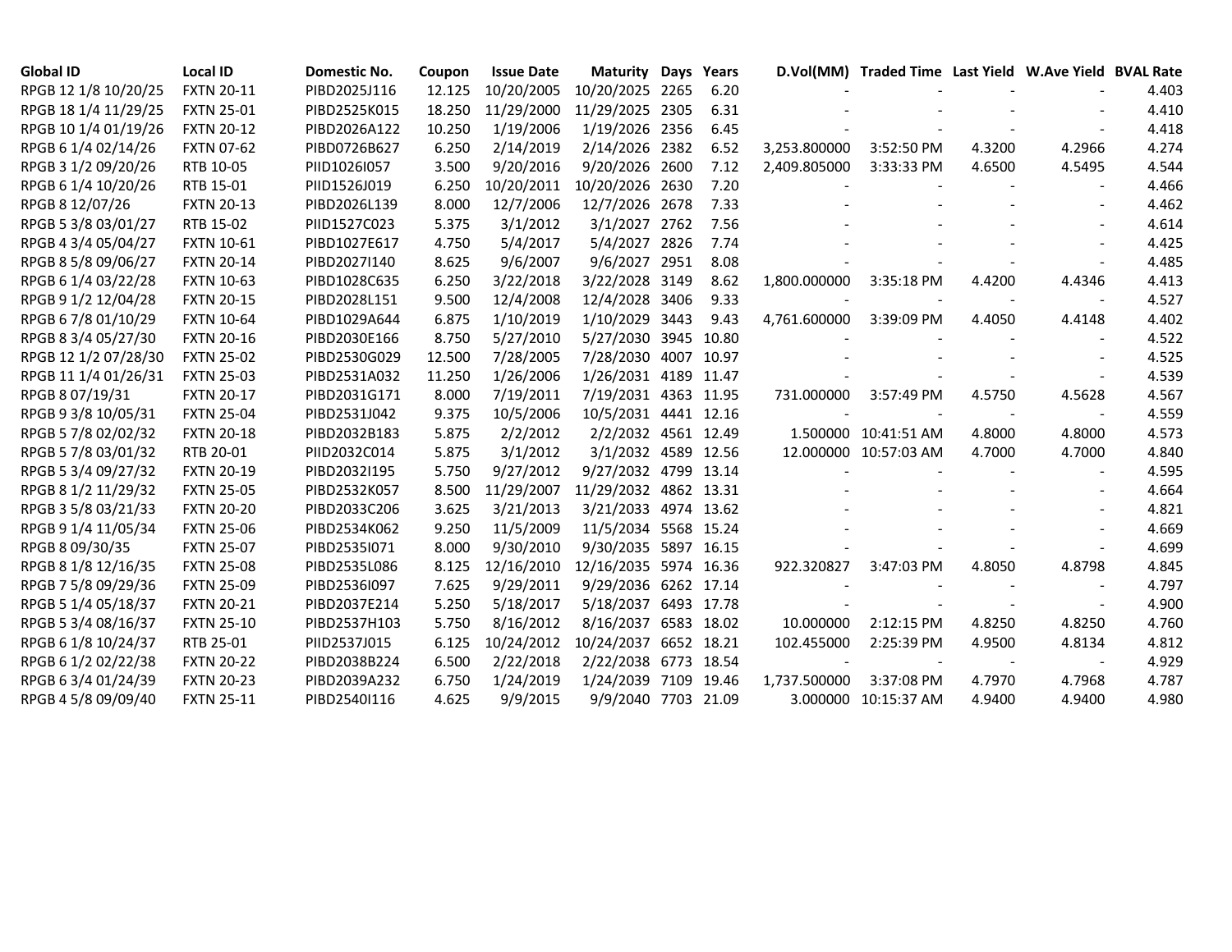| Global ID | Local ID | Domestic No. | Coupon | Issue Date | Maturity | Days | Years | D.Vol(MM) | Traded Time | Last Yield | W.Ave Yield | BVAL Rate |
|---|---|---|---|---|---|---|---|---|---|---|---|---|
| RPGB 12 1/8 10/20/25 | FXTN 20-11 | PIBD2025J116 | 12.125 | 10/20/2005 | 10/20/2025 | 2265 | 6.20 | - | - | - | - | 4.403 |
| RPGB 18 1/4 11/29/25 | FXTN 25-01 | PIBD2525K015 | 18.250 | 11/29/2000 | 11/29/2025 | 2305 | 6.31 | - | - | - | - | 4.410 |
| RPGB 10 1/4 01/19/26 | FXTN 20-12 | PIBD2026A122 | 10.250 | 1/19/2006 | 1/19/2026 | 2356 | 6.45 | - | - | - | - | 4.418 |
| RPGB 6 1/4 02/14/26 | FXTN 07-62 | PIBD0726B627 | 6.250 | 2/14/2019 | 2/14/2026 | 2382 | 6.52 | 3,253.800000 | 3:52:50 PM | 4.3200 | 4.2966 | 4.274 |
| RPGB 3 1/2 09/20/26 | RTB 10-05 | PIID1026I057 | 3.500 | 9/20/2016 | 9/20/2026 | 2600 | 7.12 | 2,409.805000 | 3:33:33 PM | 4.6500 | 4.5495 | 4.544 |
| RPGB 6 1/4 10/20/26 | RTB 15-01 | PIID1526J019 | 6.250 | 10/20/2011 | 10/20/2026 | 2630 | 7.20 | - | - | - | - | 4.466 |
| RPGB 8 12/07/26 | FXTN 20-13 | PIBD2026L139 | 8.000 | 12/7/2006 | 12/7/2026 | 2678 | 7.33 | - | - | - | - | 4.462 |
| RPGB 5 3/8 03/01/27 | RTB 15-02 | PIID1527C023 | 5.375 | 3/1/2012 | 3/1/2027 | 2762 | 7.56 | - | - | - | - | 4.614 |
| RPGB 4 3/4 05/04/27 | FXTN 10-61 | PIBD1027E617 | 4.750 | 5/4/2017 | 5/4/2027 | 2826 | 7.74 | - | - | - | - | 4.425 |
| RPGB 8 5/8 09/06/27 | FXTN 20-14 | PIBD2027I140 | 8.625 | 9/6/2007 | 9/6/2027 | 2951 | 8.08 | - | - | - | - | 4.485 |
| RPGB 6 1/4 03/22/28 | FXTN 10-63 | PIBD1028C635 | 6.250 | 3/22/2018 | 3/22/2028 | 3149 | 8.62 | 1,800.000000 | 3:35:18 PM | 4.4200 | 4.4346 | 4.413 |
| RPGB 9 1/2 12/04/28 | FXTN 20-15 | PIBD2028L151 | 9.500 | 12/4/2008 | 12/4/2028 | 3406 | 9.33 | - | - | - | - | 4.527 |
| RPGB 6 7/8 01/10/29 | FXTN 10-64 | PIBD1029A644 | 6.875 | 1/10/2019 | 1/10/2029 | 3443 | 9.43 | 4,761.600000 | 3:39:09 PM | 4.4050 | 4.4148 | 4.402 |
| RPGB 8 3/4 05/27/30 | FXTN 20-16 | PIBD2030E166 | 8.750 | 5/27/2010 | 5/27/2030 | 3945 | 10.80 | - | - | - | - | 4.522 |
| RPGB 12 1/2 07/28/30 | FXTN 25-02 | PIBD2530G029 | 12.500 | 7/28/2005 | 7/28/2030 | 4007 | 10.97 | - | - | - | - | 4.525 |
| RPGB 11 1/4 01/26/31 | FXTN 25-03 | PIBD2531A032 | 11.250 | 1/26/2006 | 1/26/2031 | 4189 | 11.47 | - | - | - | - | 4.539 |
| RPGB 8 07/19/31 | FXTN 20-17 | PIBD2031G171 | 8.000 | 7/19/2011 | 7/19/2031 | 4363 | 11.95 | 731.000000 | 3:57:49 PM | 4.5750 | 4.5628 | 4.567 |
| RPGB 9 3/8 10/05/31 | FXTN 25-04 | PIBD2531J042 | 9.375 | 10/5/2006 | 10/5/2031 | 4441 | 12.16 | - | - | - | - | 4.559 |
| RPGB 5 7/8 02/02/32 | FXTN 20-18 | PIBD2032B183 | 5.875 | 2/2/2012 | 2/2/2032 | 4561 | 12.49 | 1.500000 | 10:41:51 AM | 4.8000 | 4.8000 | 4.573 |
| RPGB 5 7/8 03/01/32 | RTB 20-01 | PIID2032C014 | 5.875 | 3/1/2012 | 3/1/2032 | 4589 | 12.56 | 12.000000 | 10:57:03 AM | 4.7000 | 4.7000 | 4.840 |
| RPGB 5 3/4 09/27/32 | FXTN 20-19 | PIBD2032I195 | 5.750 | 9/27/2012 | 9/27/2032 | 4799 | 13.14 | - | - | - | - | 4.595 |
| RPGB 8 1/2 11/29/32 | FXTN 25-05 | PIBD2532K057 | 8.500 | 11/29/2007 | 11/29/2032 | 4862 | 13.31 | - | - | - | - | 4.664 |
| RPGB 3 5/8 03/21/33 | FXTN 20-20 | PIBD2033C206 | 3.625 | 3/21/2013 | 3/21/2033 | 4974 | 13.62 | - | - | - | - | 4.821 |
| RPGB 9 1/4 11/05/34 | FXTN 25-06 | PIBD2534K062 | 9.250 | 11/5/2009 | 11/5/2034 | 5568 | 15.24 | - | - | - | - | 4.669 |
| RPGB 8 09/30/35 | FXTN 25-07 | PIBD2535I071 | 8.000 | 9/30/2010 | 9/30/2035 | 5897 | 16.15 | - | - | - | - | 4.699 |
| RPGB 8 1/8 12/16/35 | FXTN 25-08 | PIBD2535L086 | 8.125 | 12/16/2010 | 12/16/2035 | 5974 | 16.36 | 922.320827 | 3:47:03 PM | 4.8050 | 4.8798 | 4.845 |
| RPGB 7 5/8 09/29/36 | FXTN 25-09 | PIBD2536I097 | 7.625 | 9/29/2011 | 9/29/2036 | 6262 | 17.14 | - | - | - | - | 4.797 |
| RPGB 5 1/4 05/18/37 | FXTN 20-21 | PIBD2037E214 | 5.250 | 5/18/2017 | 5/18/2037 | 6493 | 17.78 | - | - | - | - | 4.900 |
| RPGB 5 3/4 08/16/37 | FXTN 25-10 | PIBD2537H103 | 5.750 | 8/16/2012 | 8/16/2037 | 6583 | 18.02 | 10.000000 | 2:12:15 PM | 4.8250 | 4.8250 | 4.760 |
| RPGB 6 1/8 10/24/37 | RTB 25-01 | PIID2537J015 | 6.125 | 10/24/2012 | 10/24/2037 | 6652 | 18.21 | 102.455000 | 2:25:39 PM | 4.9500 | 4.8134 | 4.812 |
| RPGB 6 1/2 02/22/38 | FXTN 20-22 | PIBD2038B224 | 6.500 | 2/22/2018 | 2/22/2038 | 6773 | 18.54 | - | - | - | - | 4.929 |
| RPGB 6 3/4 01/24/39 | FXTN 20-23 | PIBD2039A232 | 6.750 | 1/24/2019 | 1/24/2039 | 7109 | 19.46 | 1,737.500000 | 3:37:08 PM | 4.7970 | 4.7968 | 4.787 |
| RPGB 4 5/8 09/09/40 | FXTN 25-11 | PIBD2540I116 | 4.625 | 9/9/2015 | 9/9/2040 | 7703 | 21.09 | 3.000000 | 10:15:37 AM | 4.9400 | 4.9400 | 4.980 |